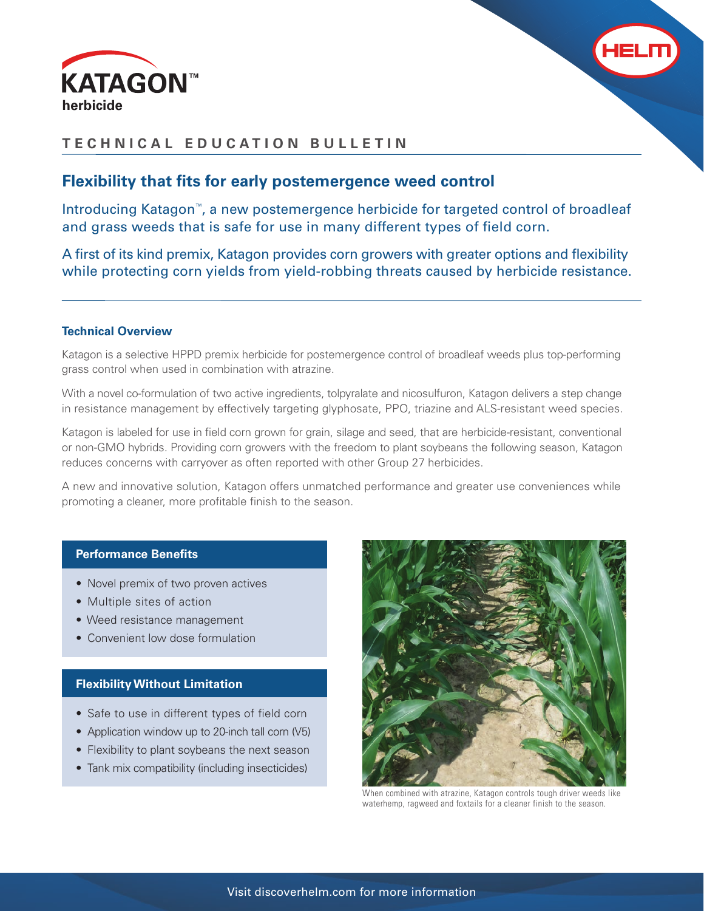# KATAGON™ herbicide

HELM

## TECHNICAL EDUCATION BULLETIN

### Flexibility that fits for early postemergence weed control

Introducing Katagon™, a new postemergence herbicide for targeted control of broadleaf and grass weeds that is safe for use in many different types of field corn.

A first of its kind premix, Katagon provides corn growers with greater options and flexibility while protecting corn yields from yield-robbing threats caused by herbicide resistance.

#### Technical Overview

Katagon is a selective HPPD premix herbicide for postemergence control of broadleaf weeds plus top-performing grass control when used in combination with atrazine.

With a novel co-formulation of two active ingredients, tolpyralate and nicosulfuron, Katagon delivers a step change in resistance management by effectively targeting glyphosate, PPO, triazine and ALS-resistant weed species.

Katagon is labeled for use in field corn grown for grain, silage and seed, that are herbicide-resistant, conventional or non-GMO hybrids. Providing corn growers with the freedom to plant soybeans the following season, Katagon reduces concerns with carryover as often reported with other Group 27 herbicides.

A new and innovative solution, Katagon offers unmatched performance and greater use conveniences while promoting a cleaner, more profitable finish to the season.

#### Performance Benefits

- Novel premix of two proven actives
- Multiple sites of action
- Weed resistance management
- Convenient low dose formulation

#### Flexibility Without Limitation

- Safe to use in different types of field corn
- Application window up to 20-inch tall corn (V5)
- Flexibility to plant soybeans the next season
- Tank mix compatibility (including insecticides)

When combined with atrazine, Katagon controls tough driver weeds like waterhemp, ragweed and foxtails for a cleaner finish to the season.

Visit discoverhelm.com for more information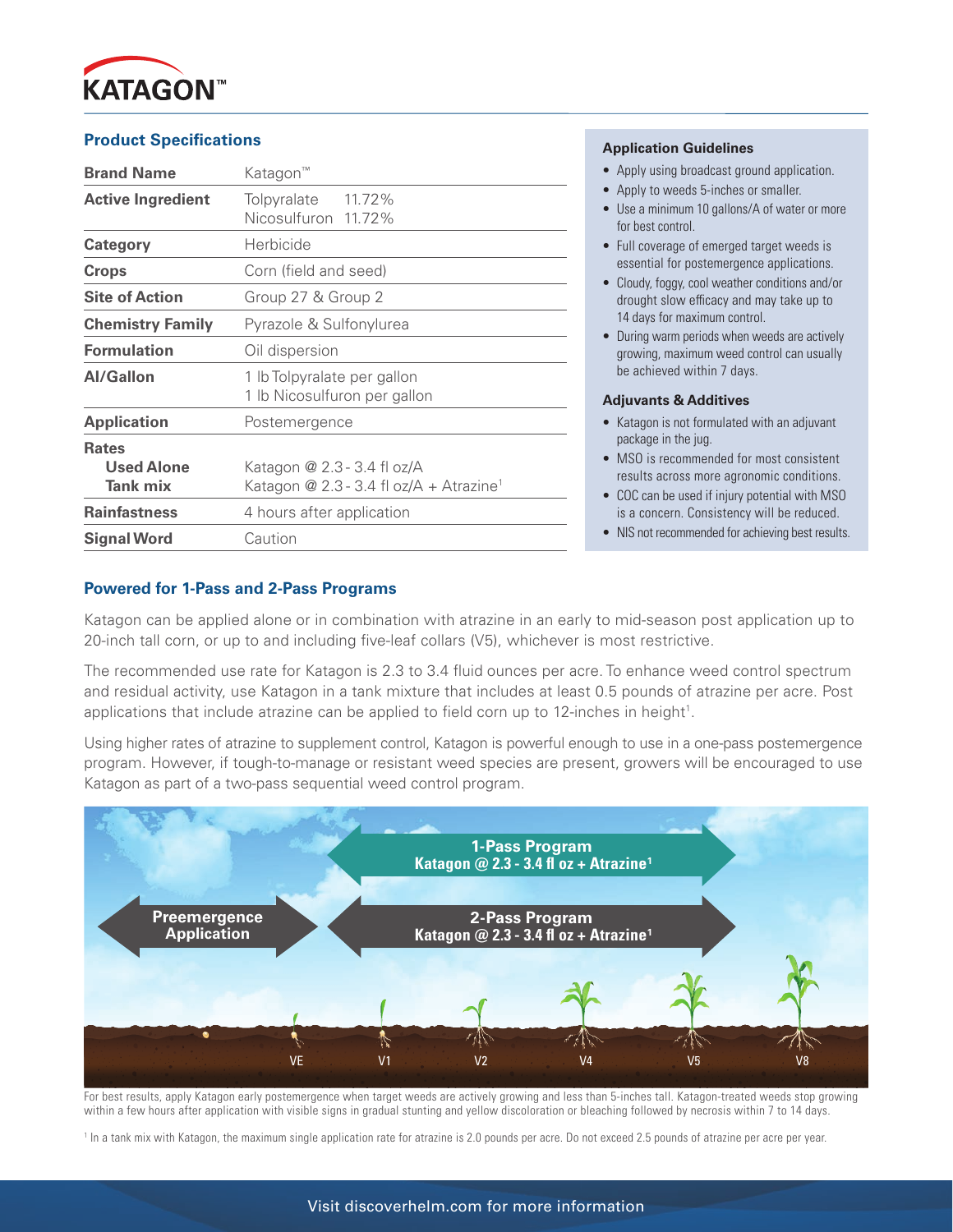KATAGON™

## Product Specifications

| | |
|---|---|
| **Brand Name** | Katagon™ |
| **Active Ingredient** | Tolpyralate 11.72%<br>Nicosulfuron 11.72% |
| **Category** | Herbicide |
| **Crops** | Corn (field and seed) |
| **Site of Action** | Group 27 & Group 2 |
| **Chemistry Family** | Pyrazole & Sulfonylurea |
| **Formulation** | Oil dispersion |
| **AI/Gallon** | 1 lb Tolpyralate per gallon<br>1 lb Nicosulfuron per gallon |
| **Application** | Postemergence |
| **Rates**<br>**Used Alone**<br>**Tank mix** | <br>Katagon @ 2.3 - 3.4 fl oz/A<br>Katagon @ 2.3 - 3.4 fl oz/A + Atrazine[1] |
| **Rainfastness** | 4 hours after application |
| **Signal Word** | Caution |

### Application Guidelines

- Apply using broadcast ground application.
- Apply to weeds 5-inches or smaller.
- Use a minimum 10 gallons/A of water or more for best control.
- Full coverage of emerged target weeds is essential for postemergence applications.
- Cloudy, foggy, cool weather conditions and/or drought slow efficacy and may take up to 14 days for maximum control.
- During warm periods when weeds are actively growing, maximum weed control can usually be achieved within 7 days.

### Adjuvants & Additives

- Katagon is not formulated with an adjuvant package in the jug.
- MSO is recommended for most consistent results across more agronomic conditions.
- COC can be used if injury potential with MSO is a concern. Consistency will be reduced.
- NIS not recommended for achieving best results.

## Powered for 1-Pass and 2-Pass Programs

Katagon can be applied alone or in combination with atrazine in an early to mid-season post application up to 20-inch tall corn, or up to and including five-leaf collars (V5), whichever is most restrictive.

The recommended use rate for Katagon is 2.3 to 3.4 fluid ounces per acre. To enhance weed control spectrum and residual activity, use Katagon in a tank mixture that includes at least 0.5 pounds of atrazine per acre. Post applications that include atrazine can be applied to field corn up to 12-inches in height[1].

Using higher rates of atrazine to supplement control, Katagon is powerful enough to use in a one-pass postemergence program. However, if tough-to-manage or resistant weed species are present, growers will be encouraged to use Katagon as part of a two-pass sequential weed control program.

**1-Pass Program** — Katagon @ 2.3 - 3.4 fl oz + Atrazine[1]

**Preemergence Application**

**2-Pass Program** — Katagon @ 2.3 - 3.4 fl oz + Atrazine[1]

VE | V1 | V2 | V4 | V5 | V8

For best results, apply Katagon early postemergence when target weeds are actively growing and less than 5-inches tall. Katagon-treated weeds stop growing within a few hours after application with visible signs in gradual stunting and yellow discoloration or bleaching followed by necrosis within 7 to 14 days.

[1] In a tank mix with Katagon, the maximum single application rate for atrazine is 2.0 pounds per acre. Do not exceed 2.5 pounds of atrazine per acre per year.

Visit discoverhelm.com for more information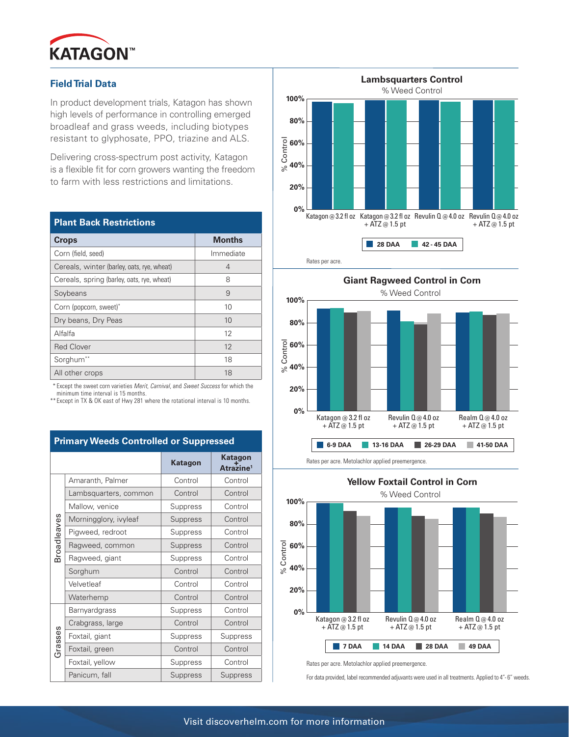# KATAGON™

## Field Trial Data

In product development trials, Katagon has shown high levels of performance in controlling emerged broadleaf and grass weeds, including biotypes resistant to glyphosate, PPO, triazine and ALS.

Delivering cross-spectrum post activity, Katagon is a flexible fit for corn growers wanting the freedom to farm with less restrictions and limitations.

### Plant Back Restrictions

| Crops | Months |
|---|---|
| Corn (field, seed) | Immediate |
| Cereals, winter (barley, oats, rye, wheat) | 4 |
| Cereals, spring (barley, oats, rye, wheat) | 8 |
| Soybeans | 9 |
| Corn (popcorn, sweet)* | 10 |
| Dry beans, Dry Peas | 10 |
| Alfalfa | 12 |
| Red Clover | 12 |
| Sorghum** | 18 |
| All other crops | 18 |

\* Except the sweet corn varieties *Merit*, *Carnival*, and *Sweet Success* for which the minimum time interval is 15 months.
\*\* Except in TX & OK east of Hwy 281 where the rotational interval is 10 months.

### Primary Weeds Controlled or Suppressed

| | | Katagon | Katagon + Atrazine[1] |
|---|---|---|---|
| Broadleaves | Amaranth, Palmer | Control | Control |
| | Lambsquarters, common | Control | Control |
| | Mallow, venice | Suppress | Control |
| | Morningglory, ivyleaf | Suppress | Control |
| | Pigweed, redroot | Suppress | Control |
| | Ragweed, common | Suppress | Control |
| | Ragweed, giant | Suppress | Control |
| | Sorghum | Control | Control |
| | Velvetleaf | Control | Control |
| | Waterhemp | Control | Control |
| Grasses | Barnyardgrass | Suppress | Control |
| | Crabgrass, large | Control | Control |
| | Foxtail, giant | Suppress | Suppress |
| | Foxtail, green | Control | Control |
| | Foxtail, yellow | Suppress | Control |
| | Panicum, fall | Suppress | Suppress |

### Lambsquarters Control

% Weed Control

Treatments: Katagon @ 3.2 fl oz; Katagon @ 3.2 fl oz + ATZ @ 1.5 pt; Revulin Q @ 4.0 oz; Revulin Q @ 4.0 oz + ATZ @ 1.5 pt

Legend: 28 DAA; 42 - 45 DAA

Rates per acre.

### Giant Ragweed Control in Corn

% Weed Control

Treatments: Katagon @ 3.2 fl oz + ATZ @ 1.5 pt; Revulin Q @ 4.0 oz + ATZ @ 1.5 pt; Realm Q @ 4.0 oz + ATZ @ 1.5 pt

Legend: 6-9 DAA; 13-16 DAA; 26-29 DAA; 41-50 DAA

Rates per acre. Metolachlor applied preemergence.

### Yellow Foxtail Control in Corn

% Weed Control

Treatments: Katagon @ 3.2 fl oz + ATZ @ 1.5 pt; Revulin Q @ 4.0 oz + ATZ @ 1.5 pt; Realm Q @ 4.0 oz + ATZ @ 1.5 pt

Legend: 7 DAA; 14 DAA; 28 DAA; 49 DAA

Rates per acre. Metolachlor applied preemergence.

For data provided, label recommended adjuvants were used in all treatments. Applied to 4"- 6" weeds.

Visit discoverhelm.com for more information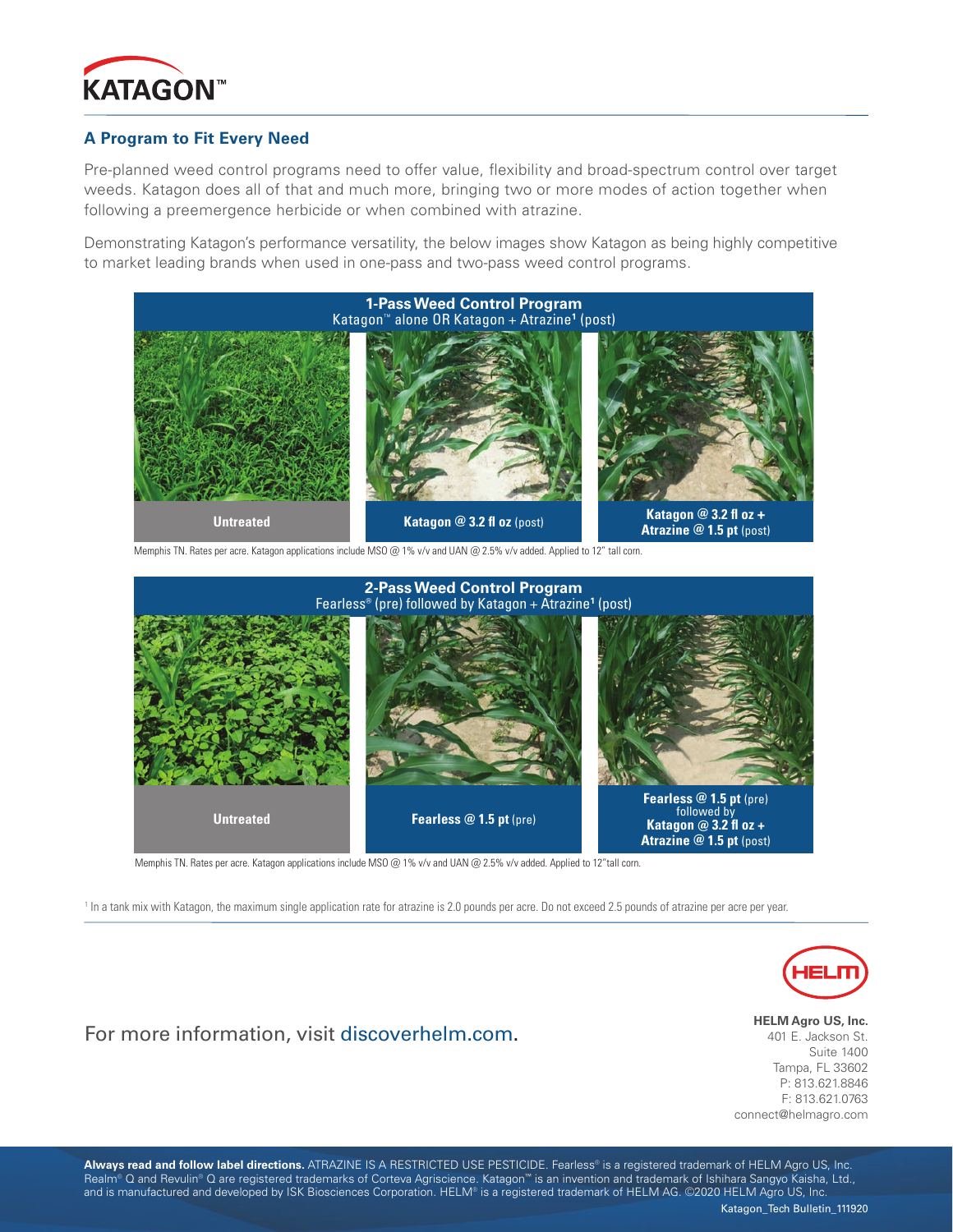# KATAGON™

## A Program to Fit Every Need

Pre-planned weed control programs need to offer value, flexibility and broad-spectrum control over target weeds. Katagon does all of that and much more, bringing two or more modes of action together when following a preemergence herbicide or when combined with atrazine.

Demonstrating Katagon's performance versatility, the below images show Katagon as being highly competitive to market leading brands when used in one-pass and two-pass weed control programs.

**1-Pass Weed Control Program**
Katagon™ alone OR Katagon + Atrazine[1] (post)

Untreated

**Katagon @ 3.2 fl oz** (post)

**Katagon @ 3.2 fl oz + Atrazine @ 1.5 pt** (post)

Memphis TN. Rates per acre. Katagon applications include MSO @ 1% v/v and UAN @ 2.5% v/v added. Applied to 12" tall corn.

**2-Pass Weed Control Program**
Fearless® (pre) followed by Katagon + Atrazine[1] (post)

Untreated

**Fearless @ 1.5 pt** (pre)

**Fearless @ 1.5 pt** (pre) followed by **Katagon @ 3.2 fl oz + Atrazine @ 1.5 pt** (post)

Memphis TN. Rates per acre. Katagon applications include MSO @ 1% v/v and UAN @ 2.5% v/v added. Applied to 12"tall corn.

[1] In a tank mix with Katagon, the maximum single application rate for atrazine is 2.0 pounds per acre. Do not exceed 2.5 pounds of atrazine per acre per year.

For more information, visit discoverhelm.com.

HELM

**HELM Agro US, Inc.**
401 E. Jackson St.
Suite 1400
Tampa, FL 33602
P: 813.621.8846
F: 813.621.0763
connect@helmagro.com

**Always read and follow label directions.** ATRAZINE IS A RESTRICTED USE PESTICIDE. Fearless® is a registered trademark of HELM Agro US, Inc. Realm® Q and Revulin® Q are registered trademarks of Corteva Agriscience. Katagon™ is an invention and trademark of Ishihara Sangyo Kaisha, Ltd., and is manufactured and developed by ISK Biosciences Corporation. HELM® is a registered trademark of HELM AG. ©2020 HELM Agro US, Inc.

Katagon_Tech Bulletin_111920